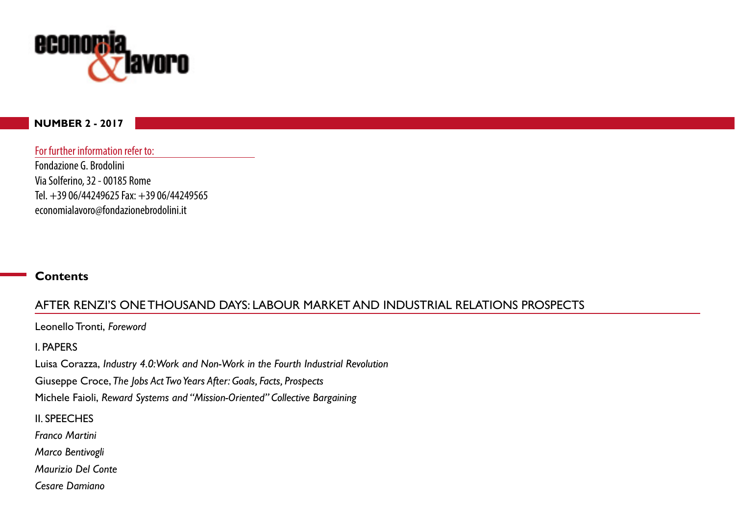economia & lavoro

**NUMBER 2 - 2017**

For further information refer to:

Fondazione G. Brodolini
Via Solferino, 32 - 00185 Rome
Tel. +39 06/44249625 Fax: +39 06/44249565
economialavoro@fondazionebrodolini.it

## Contents

### AFTER RENZI'S ONE THOUSAND DAYS: LABOUR MARKET AND INDUSTRIAL RELATIONS PROSPECTS

Leonello Tronti, *Foreword*

I. PAPERS

Luisa Corazza, *Industry 4.0: Work and Non-Work in the Fourth Industrial Revolution*

Giuseppe Croce, *The Jobs Act Two Years After: Goals, Facts, Prospects*

Michele Faioli, *Reward Systems and "Mission-Oriented" Collective Bargaining*

II. SPEECHES

*Franco Martini*

*Marco Bentivogli*

*Maurizio Del Conte*

*Cesare Damiano*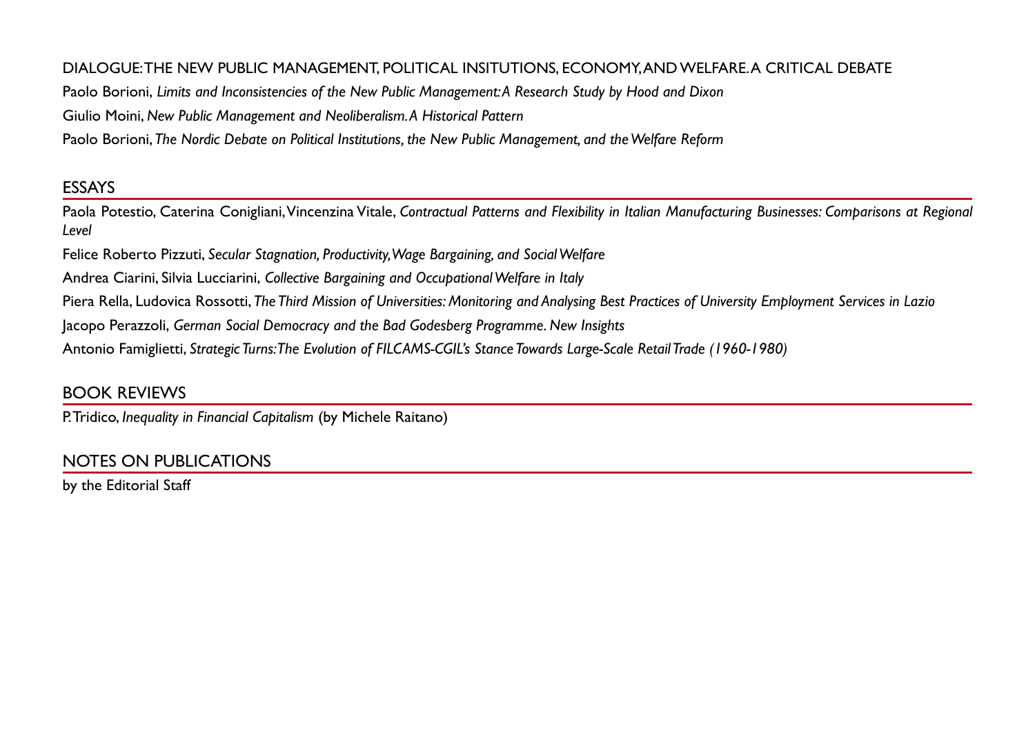## DIALOGUE: THE NEW PUBLIC MANAGEMENT, POLITICAL INSITUTIONS, ECONOMY, AND WELFARE. A CRITICAL DEBATE

Paolo Borioni, *Limits and Inconsistencies of the New Public Management: A Research Study by Hood and Dixon*

Giulio Moini, *New Public Management and Neoliberalism. A Historical Pattern*

Paolo Borioni, *The Nordic Debate on Political Institutions, the New Public Management, and the Welfare Reform*

## ESSAYS

Paola Potestio, Caterina Conigliani, Vincenzina Vitale, *Contractual Patterns and Flexibility in Italian Manufacturing Businesses: Comparisons at Regional Level*

Felice Roberto Pizzuti, *Secular Stagnation, Productivity, Wage Bargaining, and Social Welfare*

Andrea Ciarini, Silvia Lucciarini, *Collective Bargaining and Occupational Welfare in Italy*

Piera Rella, Ludovica Rossotti, *The Third Mission of Universities: Monitoring and Analysing Best Practices of University Employment Services in Lazio*

Jacopo Perazzoli, *German Social Democracy and the Bad Godesberg Programme. New Insights*

Antonio Famiglietti, *Strategic Turns: The Evolution of FILCAMS-CGIL's Stance Towards Large-Scale Retail Trade (1960-1980)*

## BOOK REVIEWS

P. Tridico, *Inequality in Financial Capitalism* (by Michele Raitano)

## NOTES ON PUBLICATIONS

by the Editorial Staff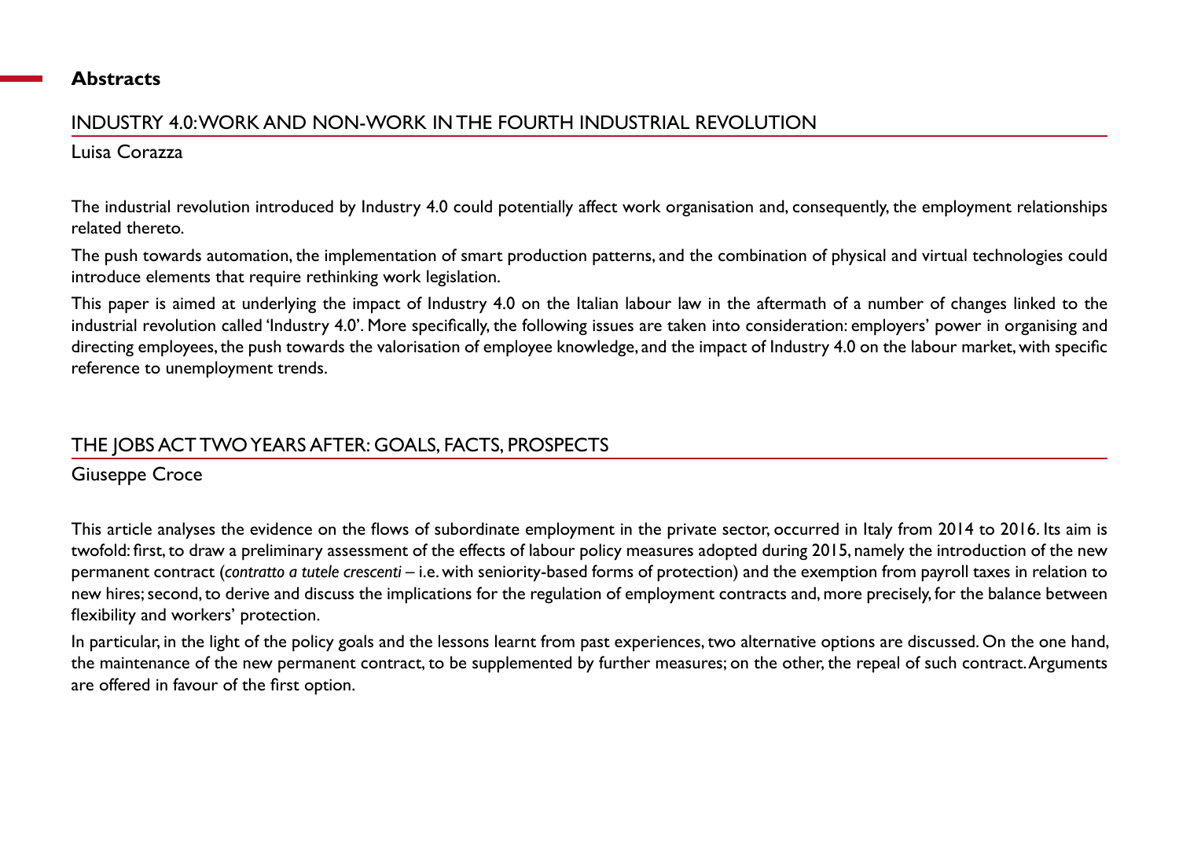# Abstracts

## INDUSTRY 4.0: WORK AND NON-WORK IN THE FOURTH INDUSTRIAL REVOLUTION

Luisa Corazza

The industrial revolution introduced by Industry 4.0 could potentially affect work organisation and, consequently, the employment relationships related thereto.

The push towards automation, the implementation of smart production patterns, and the combination of physical and virtual technologies could introduce elements that require rethinking work legislation.

This paper is aimed at underlying the impact of Industry 4.0 on the Italian labour law in the aftermath of a number of changes linked to the industrial revolution called 'Industry 4.0'. More specifically, the following issues are taken into consideration: employers' power in organising and directing employees, the push towards the valorisation of employee knowledge, and the impact of Industry 4.0 on the labour market, with specific reference to unemployment trends.

## THE JOBS ACT TWO YEARS AFTER: GOALS, FACTS, PROSPECTS

Giuseppe Croce

This article analyses the evidence on the flows of subordinate employment in the private sector, occurred in Italy from 2014 to 2016. Its aim is twofold: first, to draw a preliminary assessment of the effects of labour policy measures adopted during 2015, namely the introduction of the new permanent contract (*contratto a tutele crescenti* – i.e. with seniority-based forms of protection) and the exemption from payroll taxes in relation to new hires; second, to derive and discuss the implications for the regulation of employment contracts and, more precisely, for the balance between flexibility and workers' protection.

In particular, in the light of the policy goals and the lessons learnt from past experiences, two alternative options are discussed. On the one hand, the maintenance of the new permanent contract, to be supplemented by further measures; on the other, the repeal of such contract. Arguments are offered in favour of the first option.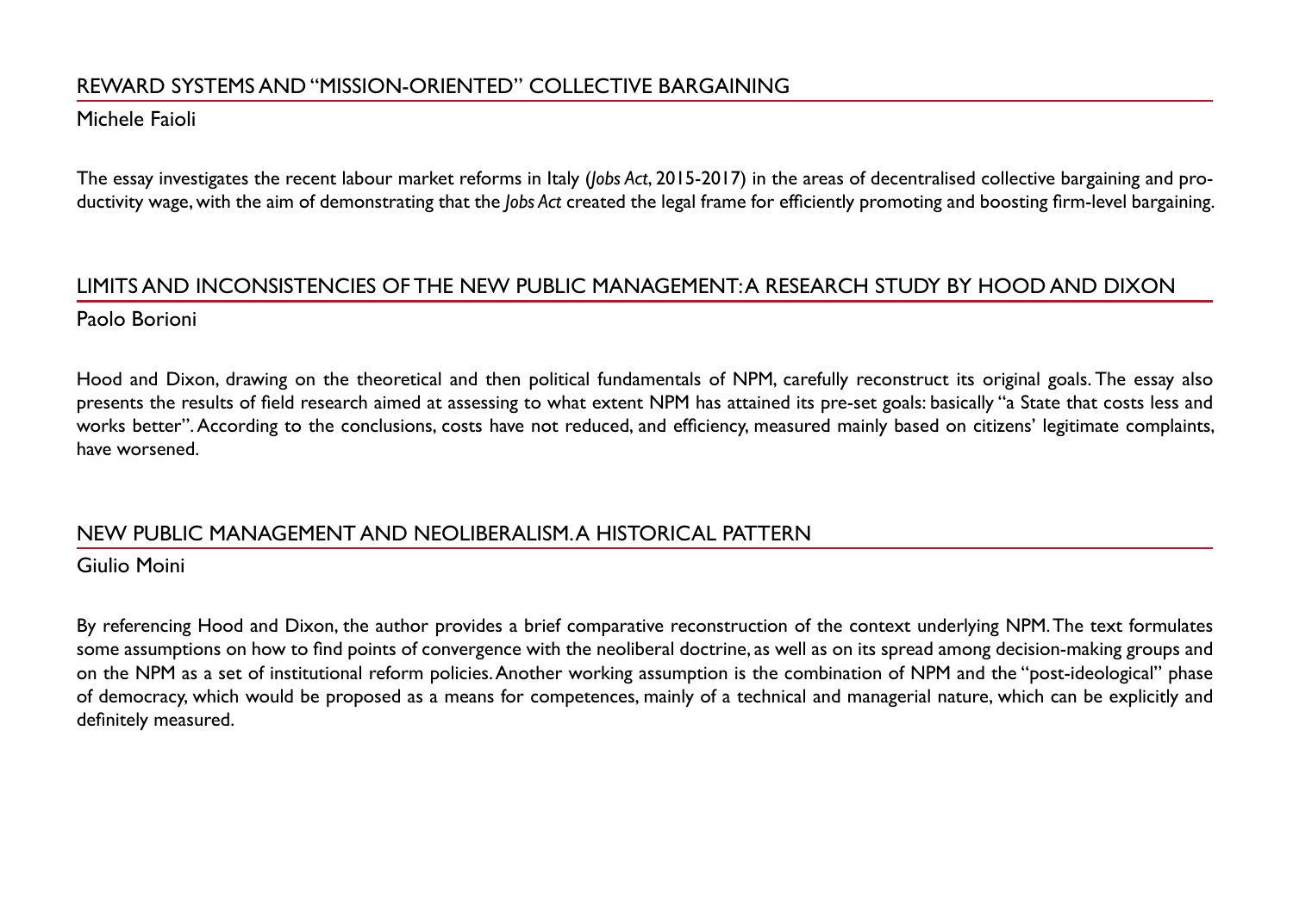## REWARD SYSTEMS AND "MISSION-ORIENTED" COLLECTIVE BARGAINING

Michele Faioli

The essay investigates the recent labour market reforms in Italy (*Jobs Act*, 2015-2017) in the areas of decentralised collective bargaining and productivity wage, with the aim of demonstrating that the *Jobs Act* created the legal frame for efficiently promoting and boosting firm-level bargaining.

## LIMITS AND INCONSISTENCIES OF THE NEW PUBLIC MANAGEMENT: A RESEARCH STUDY BY HOOD AND DIXON

Paolo Borioni

Hood and Dixon, drawing on the theoretical and then political fundamentals of NPM, carefully reconstruct its original goals. The essay also presents the results of field research aimed at assessing to what extent NPM has attained its pre-set goals: basically "a State that costs less and works better". According to the conclusions, costs have not reduced, and efficiency, measured mainly based on citizens' legitimate complaints, have worsened.

## NEW PUBLIC MANAGEMENT AND NEOLIBERALISM. A HISTORICAL PATTERN

Giulio Moini

By referencing Hood and Dixon, the author provides a brief comparative reconstruction of the context underlying NPM. The text formulates some assumptions on how to find points of convergence with the neoliberal doctrine, as well as on its spread among decision-making groups and on the NPM as a set of institutional reform policies. Another working assumption is the combination of NPM and the "post-ideological" phase of democracy, which would be proposed as a means for competences, mainly of a technical and managerial nature, which can be explicitly and definitely measured.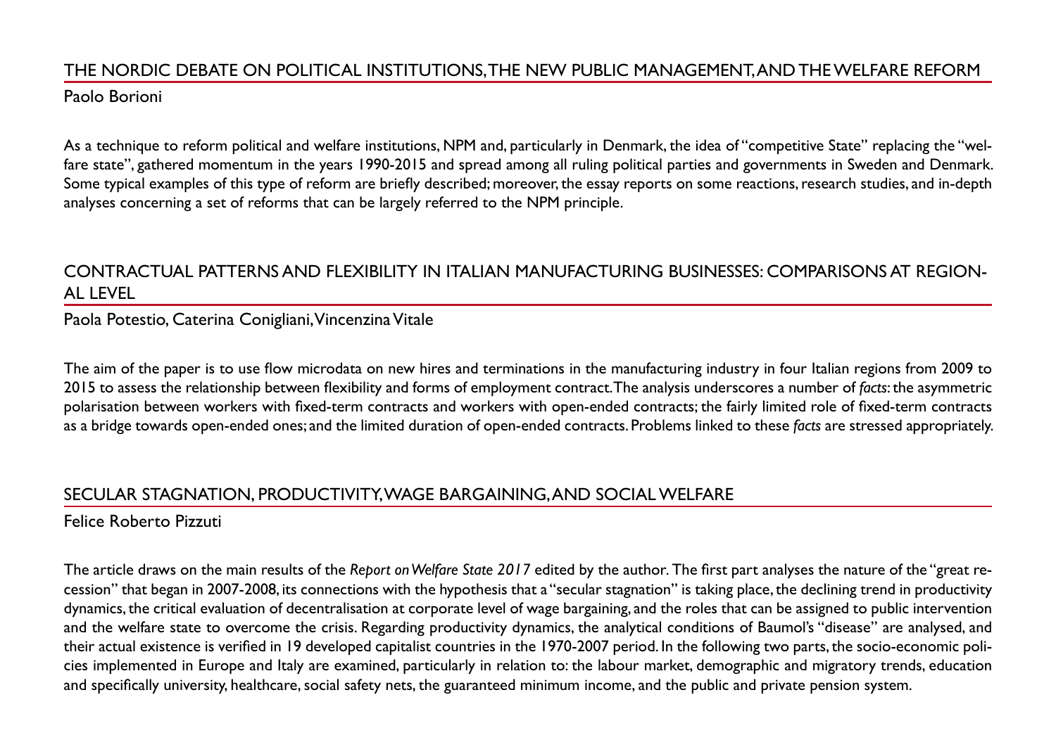## THE NORDIC DEBATE ON POLITICAL INSTITUTIONS, THE NEW PUBLIC MANAGEMENT, AND THE WELFARE REFORM

Paolo Borioni

As a technique to reform political and welfare institutions, NPM and, particularly in Denmark, the idea of "competitive State" replacing the "welfare state", gathered momentum in the years 1990-2015 and spread among all ruling political parties and governments in Sweden and Denmark. Some typical examples of this type of reform are briefly described; moreover, the essay reports on some reactions, research studies, and in-depth analyses concerning a set of reforms that can be largely referred to the NPM principle.

## CONTRACTUAL PATTERNS AND FLEXIBILITY IN ITALIAN MANUFACTURING BUSINESSES: COMPARISONS AT REGIONAL LEVEL

Paola Potestio, Caterina Conigliani, Vincenzina Vitale

The aim of the paper is to use flow microdata on new hires and terminations in the manufacturing industry in four Italian regions from 2009 to 2015 to assess the relationship between flexibility and forms of employment contract. The analysis underscores a number of *facts*: the asymmetric polarisation between workers with fixed-term contracts and workers with open-ended contracts; the fairly limited role of fixed-term contracts as a bridge towards open-ended ones; and the limited duration of open-ended contracts. Problems linked to these *facts* are stressed appropriately.

## SECULAR STAGNATION, PRODUCTIVITY, WAGE BARGAINING, AND SOCIAL WELFARE

Felice Roberto Pizzuti

The article draws on the main results of the *Report on Welfare State 2017* edited by the author. The first part analyses the nature of the "great recession" that began in 2007-2008, its connections with the hypothesis that a "secular stagnation" is taking place, the declining trend in productivity dynamics, the critical evaluation of decentralisation at corporate level of wage bargaining, and the roles that can be assigned to public intervention and the welfare state to overcome the crisis. Regarding productivity dynamics, the analytical conditions of Baumol's "disease" are analysed, and their actual existence is verified in 19 developed capitalist countries in the 1970-2007 period. In the following two parts, the socio-economic policies implemented in Europe and Italy are examined, particularly in relation to: the labour market, demographic and migratory trends, education and specifically university, healthcare, social safety nets, the guaranteed minimum income, and the public and private pension system.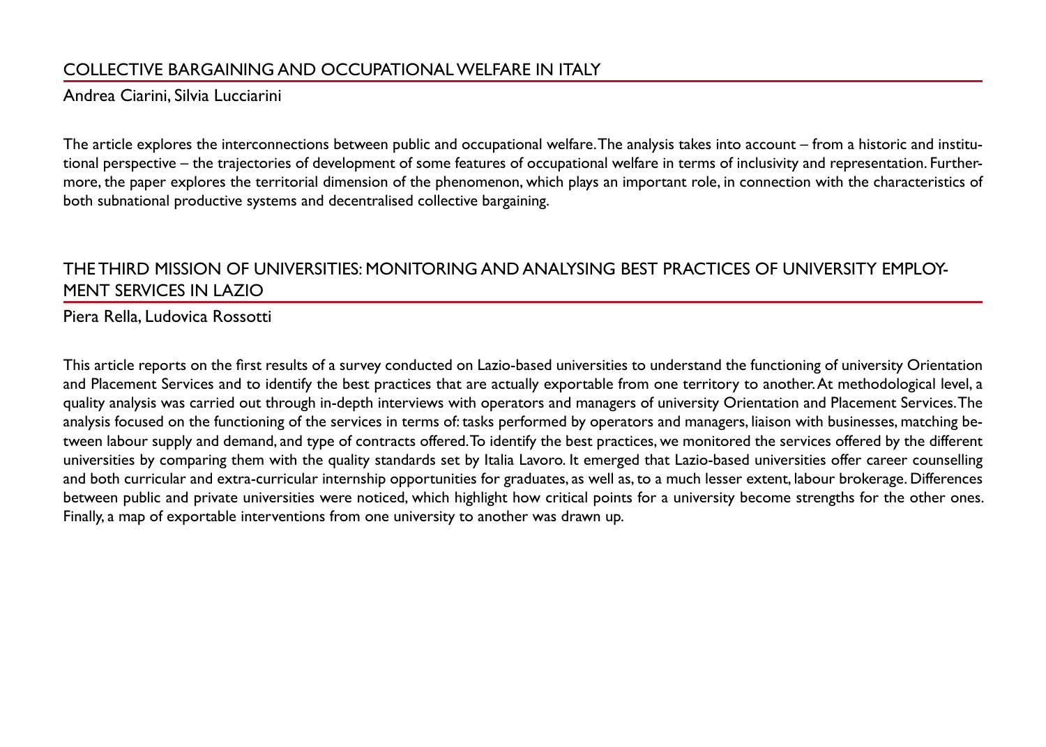## COLLECTIVE BARGAINING AND OCCUPATIONAL WELFARE IN ITALY

Andrea Ciarini, Silvia Lucciarini

The article explores the interconnections between public and occupational welfare. The analysis takes into account – from a historic and institutional perspective – the trajectories of development of some features of occupational welfare in terms of inclusivity and representation. Furthermore, the paper explores the territorial dimension of the phenomenon, which plays an important role, in connection with the characteristics of both subnational productive systems and decentralised collective bargaining.

## THE THIRD MISSION OF UNIVERSITIES: MONITORING AND ANALYSING BEST PRACTICES OF UNIVERSITY EMPLOYMENT SERVICES IN LAZIO

Piera Rella, Ludovica Rossotti

This article reports on the first results of a survey conducted on Lazio-based universities to understand the functioning of university Orientation and Placement Services and to identify the best practices that are actually exportable from one territory to another. At methodological level, a quality analysis was carried out through in-depth interviews with operators and managers of university Orientation and Placement Services. The analysis focused on the functioning of the services in terms of: tasks performed by operators and managers, liaison with businesses, matching between labour supply and demand, and type of contracts offered. To identify the best practices, we monitored the services offered by the different universities by comparing them with the quality standards set by Italia Lavoro. It emerged that Lazio-based universities offer career counselling and both curricular and extra-curricular internship opportunities for graduates, as well as, to a much lesser extent, labour brokerage. Differences between public and private universities were noticed, which highlight how critical points for a university become strengths for the other ones. Finally, a map of exportable interventions from one university to another was drawn up.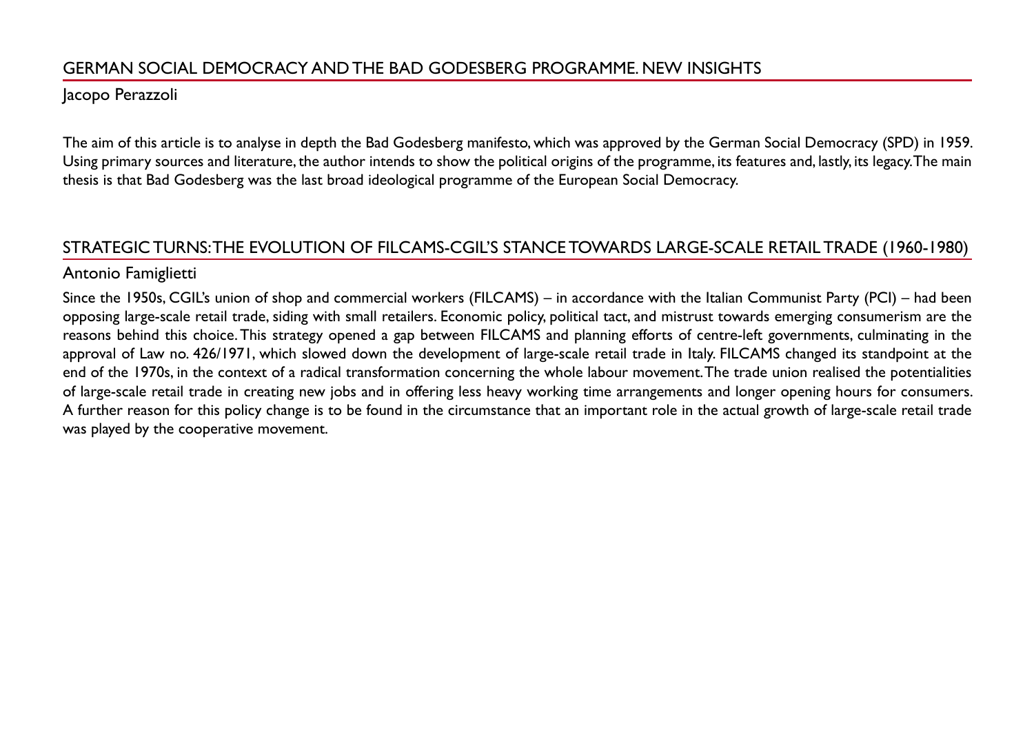## GERMAN SOCIAL DEMOCRACY AND THE BAD GODESBERG PROGRAMME. NEW INSIGHTS

Jacopo Perazzoli

The aim of this article is to analyse in depth the Bad Godesberg manifesto, which was approved by the German Social Democracy (SPD) in 1959. Using primary sources and literature, the author intends to show the political origins of the programme, its features and, lastly, its legacy. The main thesis is that Bad Godesberg was the last broad ideological programme of the European Social Democracy.

## STRATEGIC TURNS: THE EVOLUTION OF FILCAMS-CGIL'S STANCE TOWARDS LARGE-SCALE RETAIL TRADE (1960-1980)

Antonio Famiglietti

Since the 1950s, CGIL's union of shop and commercial workers (FILCAMS) – in accordance with the Italian Communist Party (PCI) – had been opposing large-scale retail trade, siding with small retailers. Economic policy, political tact, and mistrust towards emerging consumerism are the reasons behind this choice. This strategy opened a gap between FILCAMS and planning efforts of centre-left governments, culminating in the approval of Law no. 426/1971, which slowed down the development of large-scale retail trade in Italy. FILCAMS changed its standpoint at the end of the 1970s, in the context of a radical transformation concerning the whole labour movement. The trade union realised the potentialities of large-scale retail trade in creating new jobs and in offering less heavy working time arrangements and longer opening hours for consumers. A further reason for this policy change is to be found in the circumstance that an important role in the actual growth of large-scale retail trade was played by the cooperative movement.